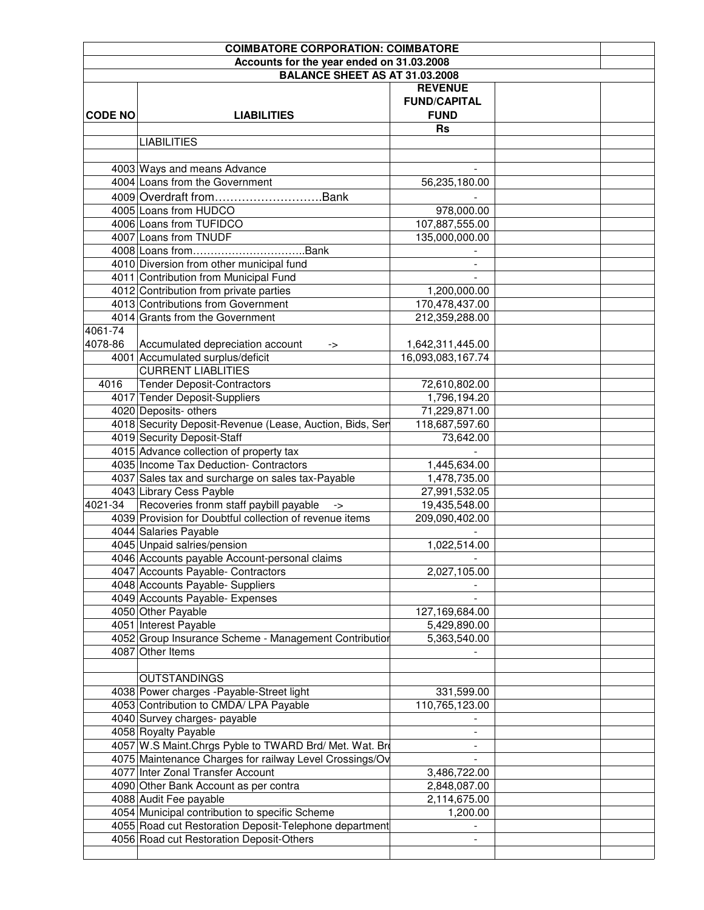| COIMBATORE CORPORATION: COIMBATORE | | | | |
|---|---|---|---|---|
| Accounts for the year ended on 31.03.2008 | | | | |
| BALANCE SHEET AS AT 31.03.2008 | | | | |
| CODE NO | LIABILITIES | REVENUE FUND/CAPITAL FUND | | |
| | | Rs | | |
| | LIABILITIES | | | |
| | | | | |
| 4003 | Ways and means Advance | - | | |
| 4004 | Loans from the Government | 56,235,180.00 | | |
| 4009 | Overdraft from……………………….Bank | - | | |
| 4005 | Loans from HUDCO | 978,000.00 | | |
| 4006 | Loans from TUFIDCO | 107,887,555.00 | | |
| 4007 | Loans from TNUDF | 135,000,000.00 | | |
| 4008 | Loans from…………………………..Bank | - | | |
| 4010 | Diversion from other municipal fund | - | | |
| 4011 | Contribution from Municipal Fund | - | | |
| 4012 | Contribution from private parties | 1,200,000.00 | | |
| 4013 | Contributions from Government | 170,478,437.00 | | |
| 4014 | Grants from the Government | 212,359,288.00 | | |
| 4061-74 4078-86 | Accumulated depreciation account -> | 1,642,311,445.00 | | |
| 4001 | Accumulated surplus/deficit | 16,093,083,167.74 | | |
| | CURRENT LIABLITIES | | | |
| 4016 | Tender Deposit-Contractors | 72,610,802.00 | | |
| 4017 | Tender Deposit-Suppliers | 1,796,194.20 | | |
| 4020 | Deposits- others | 71,229,871.00 | | |
| 4018 | Security Deposit-Revenue (Lease, Auction, Bids, Ser | 118,687,597.60 | | |
| 4019 | Security Deposit-Staff | 73,642.00 | | |
| 4015 | Advance collection of property tax | - | | |
| 4035 | Income Tax Deduction- Contractors | 1,445,634.00 | | |
| 4037 | Sales tax and surcharge on sales tax-Payable | 1,478,735.00 | | |
| 4043 | Library Cess Payble | 27,991,532.05 | | |
| 4021-34 | Recoveries fronm staff paybill payable -> | 19,435,548.00 | | |
| 4039 | Provision for Doubtful collection of revenue items | 209,090,402.00 | | |
| 4044 | Salaries Payable | - | | |
| 4045 | Unpaid salries/pension | 1,022,514.00 | | |
| 4046 | Accounts payable Account-personal claims | - | | |
| 4047 | Accounts Payable- Contractors | 2,027,105.00 | | |
| 4048 | Accounts Payable- Suppliers | - | | |
| 4049 | Accounts Payable- Expenses | - | | |
| 4050 | Other Payable | 127,169,684.00 | | |
| 4051 | Interest Payable | 5,429,890.00 | | |
| 4052 | Group Insurance Scheme - Management Contributior | 5,363,540.00 | | |
| 4087 | Other Items | - | | |
| | | | | |
| | OUTSTANDINGS | | | |
| 4038 | Power charges -Payable-Street light | 331,599.00 | | |
| 4053 | Contribution to CMDA/ LPA Payable | 110,765,123.00 | | |
| 4040 | Survey charges- payable | - | | |
| 4058 | Royalty Payable | - | | |
| 4057 | W.S Maint.Chrgs Pyble to TWARD Brd/ Met. Wat. Br | - | | |
| 4075 | Maintenance Charges for railway Level Crossings/Ov | - | | |
| 4077 | Inter Zonal Transfer Account | 3,486,722.00 | | |
| 4090 | Other Bank Account as per contra | 2,848,087.00 | | |
| 4088 | Audit Fee payable | 2,114,675.00 | | |
| 4054 | Municipal contribution to specific Scheme | 1,200.00 | | |
| 4055 | Road cut Restoration Deposit-Telephone department | - | | |
| 4056 | Road cut Restoration Deposit-Others | - | | |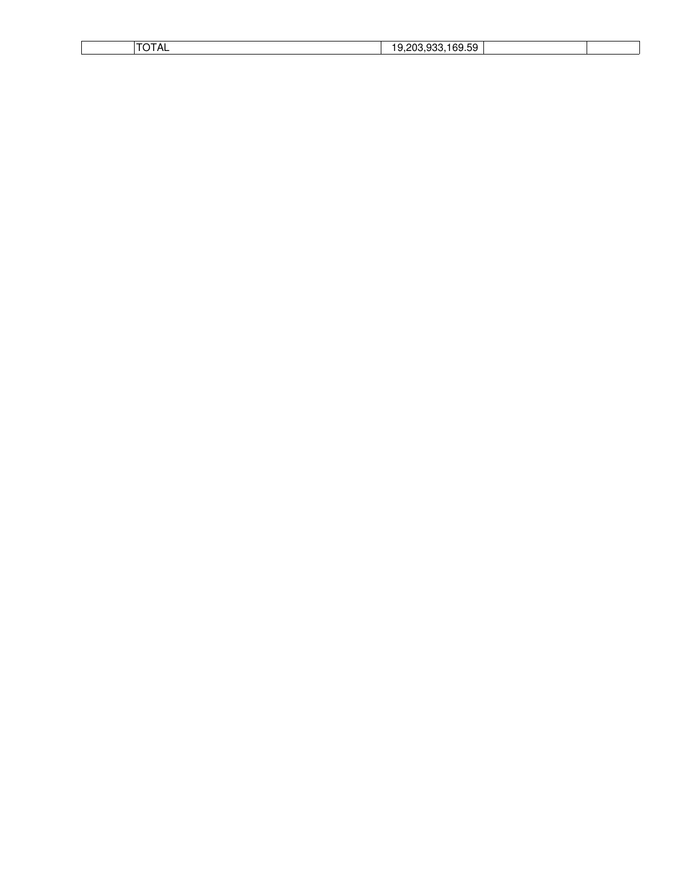|  | TOTAL | 19,203,933,169.59 |  |  |
|---|---|---|---|---|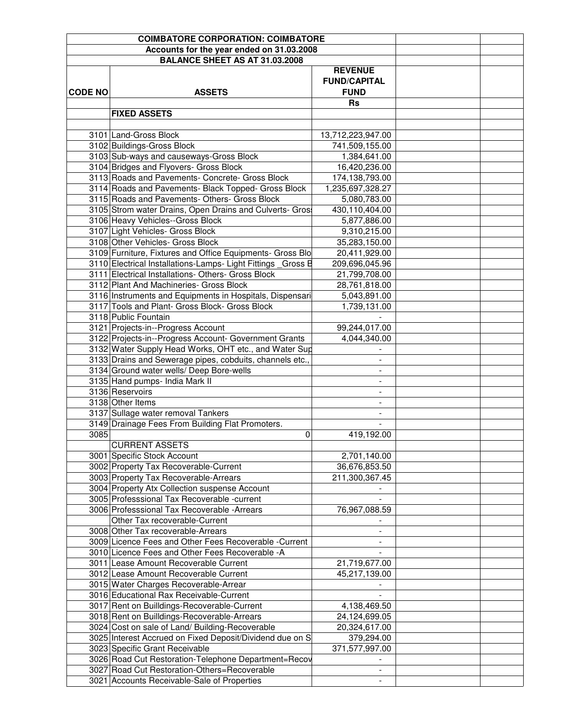| COIMBATORE CORPORATION: COIMBATORE | | | | |
|---|---|---|---|---|
| Accounts for the year ended on 31.03.2008 | | | | |
| BALANCE SHEET AS AT 31.03.2008 | | | | |
| **CODE NO** | **ASSETS** | **REVENUE FUND/CAPITAL FUND** | | |
| | | **Rs** | | |
| | **FIXED ASSETS** | | | |
| | | | | |
| 3101 | Land-Gross Block | 13,712,223,947.00 | | |
| 3102 | Buildings-Gross Block | 741,509,155.00 | | |
| 3103 | Sub-ways and causeways-Gross Block | 1,384,641.00 | | |
| 3104 | Bridges and Flyovers- Gross Block | 16,420,236.00 | | |
| 3113 | Roads and Pavements- Concrete- Gross Block | 174,138,793.00 | | |
| 3114 | Roads and Pavements- Black Topped- Gross Block | 1,235,697,328.27 | | |
| 3115 | Roads and Pavements- Others- Gross Block | 5,080,783.00 | | |
| 3105 | Strom water Drains, Open Drains and Culverts- Gros | 430,110,404.00 | | |
| 3106 | Heavy Vehicles--Gross Block | 5,877,886.00 | | |
| 3107 | Light Vehicles- Gross Block | 9,310,215.00 | | |
| 3108 | Other Vehicles- Gross Block | 35,283,150.00 | | |
| 3109 | Furniture, Fixtures and Office Equipments- Gross Blo | 20,411,929.00 | | |
| 3110 | Electrical Installations-Lamps- Light Fittings _Gross B | 209,696,045.96 | | |
| 3111 | Electrical Installations- Others- Gross Block | 21,799,708.00 | | |
| 3112 | Plant And Machineries- Gross Block | 28,761,818.00 | | |
| 3116 | Instruments and Equipments in Hospitals, Dispensari | 5,043,891.00 | | |
| 3117 | Tools and Plant- Gross Block- Gross Block | 1,739,131.00 | | |
| 3118 | Public Fountain | - | | |
| 3121 | Projects-in--Progress Account | 99,244,017.00 | | |
| 3122 | Projects-in--Progress Account- Government Grants | 4,044,340.00 | | |
| 3132 | Water Supply Head Works, OHT etc., and Water Sup | - | | |
| 3133 | Drains and Sewerage pipes, cobduits, channels etc., | - | | |
| 3134 | Ground water wells/ Deep Bore-wells | - | | |
| 3135 | Hand pumps- India Mark II | - | | |
| 3136 | Reservoirs | - | | |
| 3138 | Other Items | - | | |
| 3137 | Sullage water removal Tankers | - | | |
| 3149 | Drainage Fees From Building Flat Promoters. | - | | |
| 3085 | 0 | 419,192.00 | | |
| | CURRENT ASSETS | | | |
| 3001 | Specific Stock Account | 2,701,140.00 | | |
| 3002 | Property Tax Recoverable-Current | 36,676,853.50 | | |
| 3003 | Property Tax Recoverable-Arrears | 211,300,367.45 | | |
| 3004 | Property Atx Collection suspense Account | - | | |
| 3005 | Professsional Tax Recoverable -current | - | | |
| 3006 | Professsional Tax Recoverable -Arrears | 76,967,088.59 | | |
| | Other Tax recoverable-Current | - | | |
| 3008 | Other Tax recoverable-Arrears | - | | |
| 3009 | Licence Fees and Other Fees Recoverable -Current | - | | |
| 3010 | Licence Fees and Other Fees Recoverable -A | - | | |
| 3011 | Lease Amount Recoverable Current | 21,719,677.00 | | |
| 3012 | Lease Amount Recoverable Current | 45,217,139.00 | | |
| 3015 | Water Charges Recoverable-Arrear | - | | |
| 3016 | Educational Rax Receivable-Current | - | | |
| 3017 | Rent on Builldings-Recoverable-Current | 4,138,469.50 | | |
| 3018 | Rent on Builldings-Recoverable-Arrears | 24,124,699.05 | | |
| 3024 | Cost on sale of Land/ Building-Recoverable | 20,324,617.00 | | |
| 3025 | Interest Accrued on Fixed Deposit/Dividend due on S | 379,294.00 | | |
| 3023 | Specific Grant Receivable | 371,577,997.00 | | |
| 3026 | Road Cut Restoration-Telephone Department=Recov | - | | |
| 3027 | Road Cut Restoration-Others=Recoverable | - | | |
| 3021 | Accounts Receivable-Sale of Properties | - | | |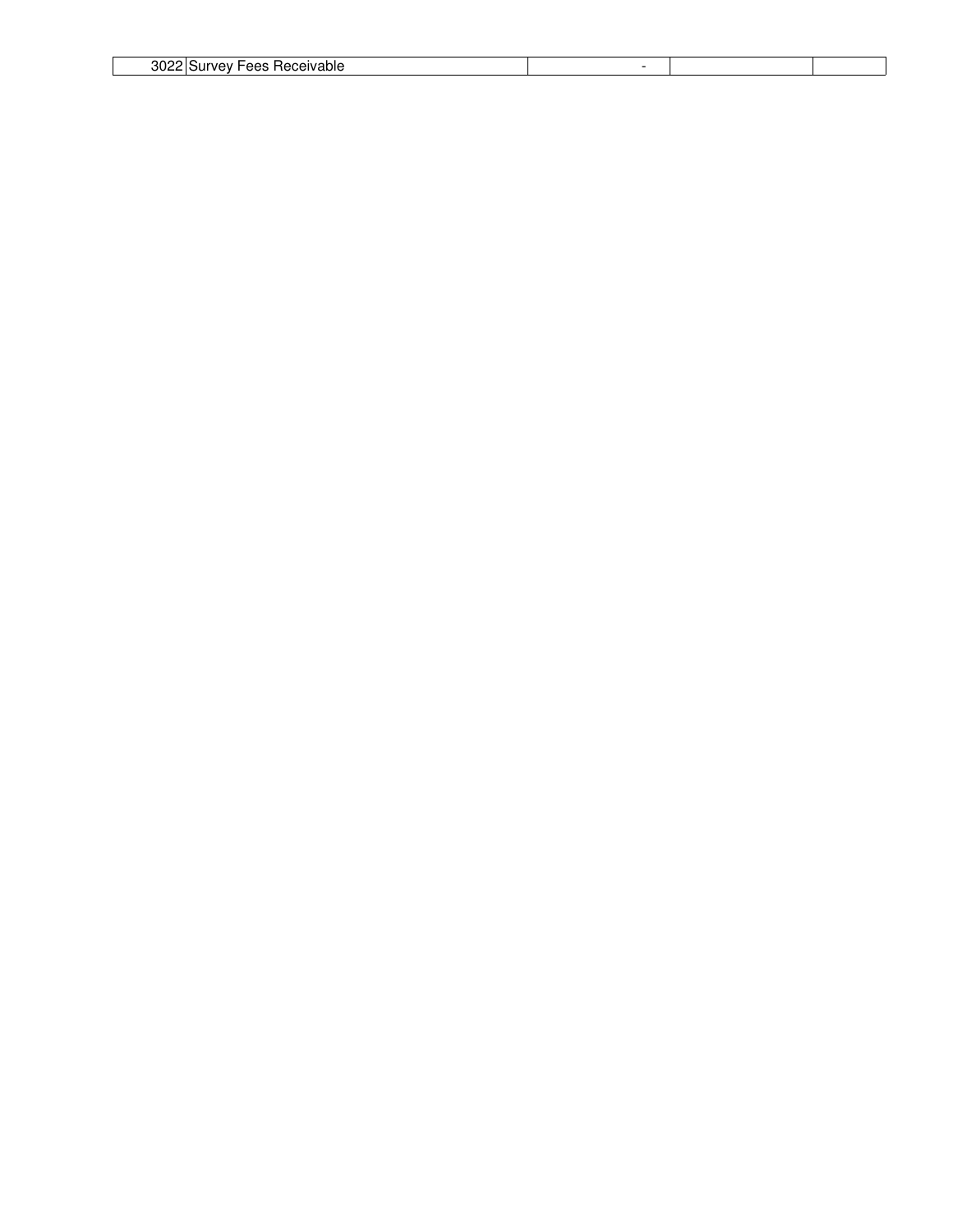| | | | | |
|---|---|---|---|---|
| 3022 | Survey Fees Receivable | - | | |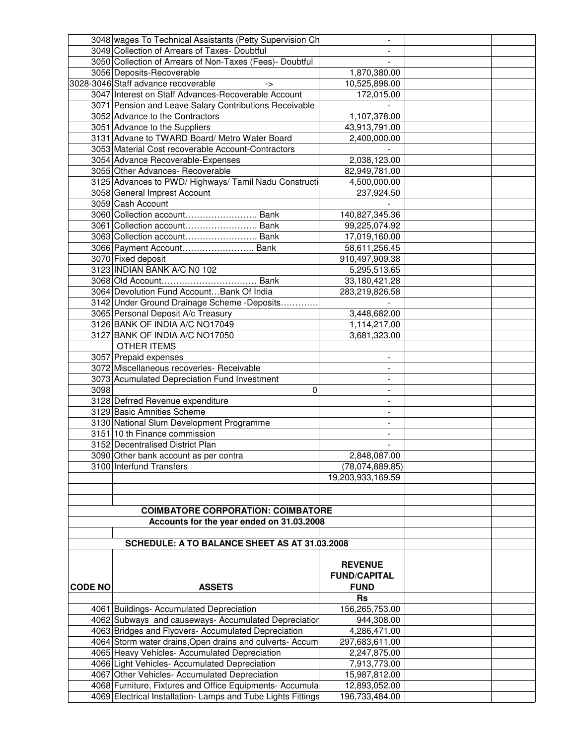| | | | | |
|---|---|---|---|---|
| 3048 | wages To Technical Assistants (Petty Supervision Ch | - | | |
| 3049 | Collection of Arrears of Taxes- Doubtful | - | | |
| 3050 | Collection of Arrears of Non-Taxes (Fees)- Doubtful | - | | |
| 3056 | Deposits-Recoverable | 1,870,380.00 | | |
| 3028-3046 | Staff advance recoverable -> | 10,525,898.00 | | |
| 3047 | Interest on Staff Advances-Recoverable Account | 172,015.00 | | |
| 3071 | Pension and Leave Salary Contributions Receivable | - | | |
| 3052 | Advance to the Contractors | 1,107,378.00 | | |
| 3051 | Advance to the Suppliers | 43,913,791.00 | | |
| 3131 | Advane to TWARD Board/ Metro Water Board | 2,400,000.00 | | |
| 3053 | Material Cost recoverable Account-Contractors | - | | |
| 3054 | Advance Recoverable-Expenses | 2,038,123.00 | | |
| 3055 | Other Advances- Recoverable | 82,949,781.00 | | |
| 3125 | Advances to PWD/ Highways/ Tamil Nadu Constructi | 4,500,000.00 | | |
| 3058 | General Imprest Account | 237,924.50 | | |
| 3059 | Cash Account | - | | |
| 3060 | Collection account……………………. Bank | 140,827,345.36 | | |
| 3061 | Collection account……………………. Bank | 99,225,074.92 | | |
| 3063 | Collection account……………………. Bank | 17,019,160.00 | | |
| 3066 | Payment Account……………………. Bank | 58,611,256.45 | | |
| 3070 | Fixed deposit | 910,497,909.38 | | |
| 3123 | INDIAN BANK A/C N0 102 | 5,295,513.65 | | |
| 3068 | Old Account……………………………. Bank | 33,180,421.28 | | |
| 3064 | Devolution Fund Account…Bank Of India | 283,219,826.58 | | |
| 3142 | Under Ground Drainage Scheme -Deposits………… | - | | |
| 3065 | Personal Deposit A/c Treasury | 3,448,682.00 | | |
| 3126 | BANK OF INDIA A/C NO17049 | 1,114,217.00 | | |
| 3127 | BANK OF INDIA A/C NO17050 | 3,681,323.00 | | |
| | OTHER ITEMS | | | |
| 3057 | Prepaid expenses | - | | |
| 3072 | Miscellaneous recoveries- Receivable | - | | |
| 3073 | Acumulated Depreciation Fund Investment | - | | |
| 3098 | 0 | - | | |
| 3128 | Defrred Revenue expenditure | - | | |
| 3129 | Basic Amnities Scheme | - | | |
| 3130 | National Slum Development Programme | - | | |
| 3151 | 10 th Finance commission | - | | |
| 3152 | Decentralised District Plan | - | | |
| 3090 | Other bank account as per contra | 2,848,087.00 | | |
| 3100 | Interfund Transfers | (78,074,889.85) | | |
| | | 19,203,933,169.59 | | |

**COIMBATORE CORPORATION: COIMBATORE**

**Accounts for the year ended on 31.03.2008**

**SCHEDULE: A TO BALANCE SHEET AS AT 31.03.2008**

| CODE NO | ASSETS | REVENUE FUND/CAPITAL FUND | | |
|---|---|---|---|---|
| | | Rs | | |
| 4061 | Buildings- Accumulated Depreciation | 156,265,753.00 | | |
| 4062 | Subways and causeways- Accumulated Depreciation | 944,308.00 | | |
| 4063 | Bridges and Flyovers- Accumulated Depreciation | 4,286,471.00 | | |
| 4064 | Storm water drains,Open drains and culverts- Accum | 297,683,611.00 | | |
| 4065 | Heavy Vehicles- Accumulated Depreciation | 2,247,875.00 | | |
| 4066 | Light Vehicles- Accumulated Depreciation | 7,913,773.00 | | |
| 4067 | Other Vehicles- Accumulated Depreciation | 15,987,812.00 | | |
| 4068 | Furniture, Fixtures and Office Equipments- Accumula | 12,893,052.00 | | |
| 4069 | Electrical Installation- Lamps and Tube Lights Fittings | 196,733,484.00 | | |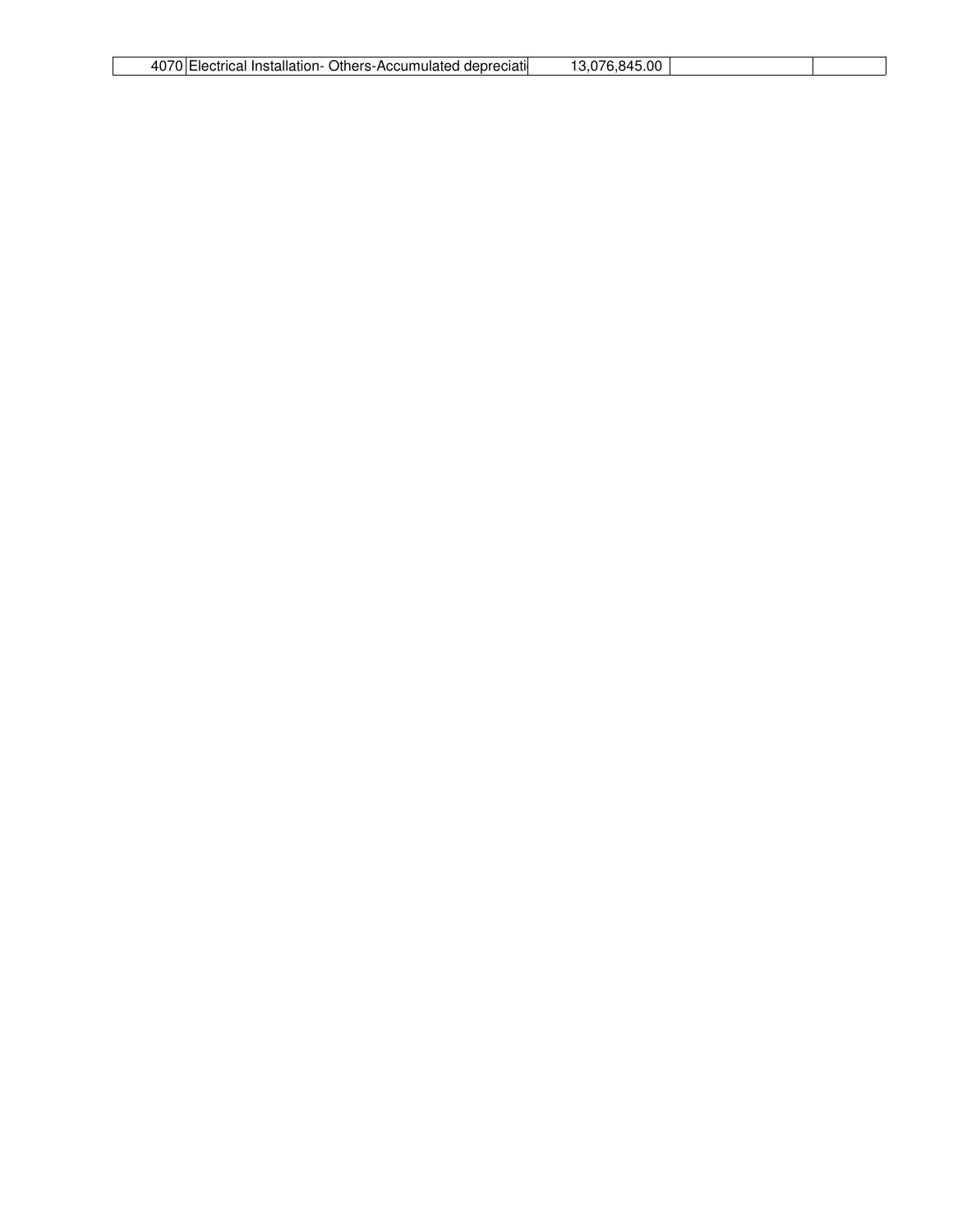| 4070 | Electrical Installation- Others-Accumulated depreciati | 13,076,845.00 | | |
|---|---|---|---|---|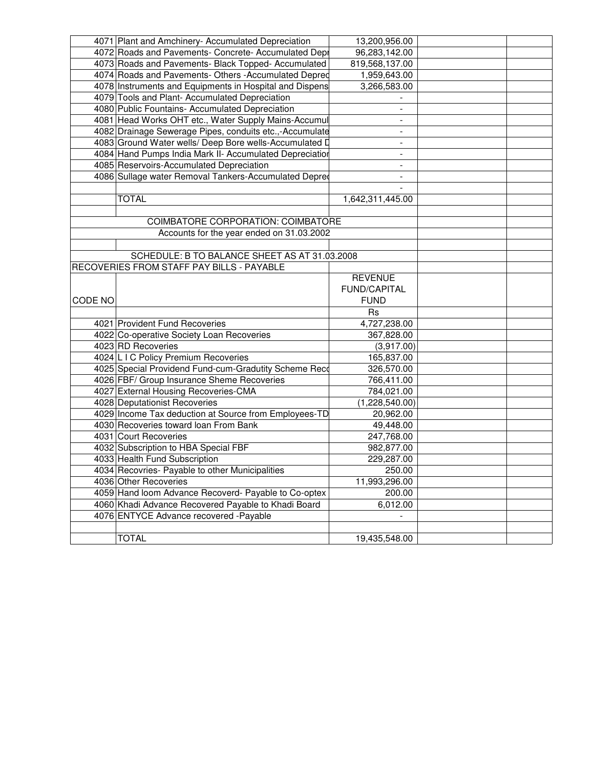| | | | | |
|---|---|---|---|---|
| 4071 | Plant and Amchinery- Accumulated Depreciation | 13,200,956.00 | | |
| 4072 | Roads and Pavements- Concrete- Accumulated Depr | 96,283,142.00 | | |
| 4073 | Roads and Pavements- Black Topped- Accumulated | 819,568,137.00 | | |
| 4074 | Roads and Pavements- Others -Accumulated Deprec | 1,959,643.00 | | |
| 4078 | Instruments and Equipments in Hospital and Dispens | 3,266,583.00 | | |
| 4079 | Tools and Plant- Accumulated Depreciation | - | | |
| 4080 | Public Fountains- Accumulated Depreciation | - | | |
| 4081 | Head Works OHT etc., Water Supply Mains-Accumul | - | | |
| 4082 | Drainage Sewerage Pipes, conduits etc.,-Accumulate | - | | |
| 4083 | Ground Water wells/ Deep Bore wells-Accumulated D | - | | |
| 4084 | Hand Pumps India Mark II- Accumulated Depreciation | - | | |
| 4085 | Reservoirs-Accumulated Depreciation | - | | |
| 4086 | Sullage water Removal Tankers-Accumulated Deprec | - | | |
| | | - | | |
| | TOTAL | 1,642,311,445.00 | | |

COIMBATORE CORPORATION: COIMBATORE

Accounts for the year ended on 31.03.2002

SCHEDULE: B TO BALANCE SHEET AS AT 31.03.2008

RECOVERIES FROM STAFF PAY BILLS - PAYABLE

| CODE NO | | REVENUE FUND/CAPITAL FUND | | |
|---|---|---|---|---|
| | | Rs | | |
| 4021 | Provident Fund Recoveries | 4,727,238.00 | | |
| 4022 | Co-operative Society Loan Recoveries | 367,828.00 | | |
| 4023 | RD Recoveries | (3,917.00) | | |
| 4024 | L I C Policy Premium Recoveries | 165,837.00 | | |
| 4025 | Special Providend Fund-cum-Gradutity Scheme Reco | 326,570.00 | | |
| 4026 | FBF/ Group Insurance Sheme Recoveries | 766,411.00 | | |
| 4027 | External Housing Recoveries-CMA | 784,021.00 | | |
| 4028 | Deputationist Recoveries | (1,228,540.00) | | |
| 4029 | Income Tax deduction at Source from Employees-TD | 20,962.00 | | |
| 4030 | Recoveries toward loan From Bank | 49,448.00 | | |
| 4031 | Court Recoveries | 247,768.00 | | |
| 4032 | Subscription to HBA Special FBF | 982,877.00 | | |
| 4033 | Health Fund Subscription | 229,287.00 | | |
| 4034 | Recovries- Payable to other Municipalities | 250.00 | | |
| 4036 | Other Recoveries | 11,993,296.00 | | |
| 4059 | Hand loom Advance Recoverd- Payable to Co-optex | 200.00 | | |
| 4060 | Khadi Advance Recovered Payable to Khadi Board | 6,012.00 | | |
| 4076 | ENTYCE Advance recovered -Payable | - | | |
| | | | | |
| | TOTAL | 19,435,548.00 | | |